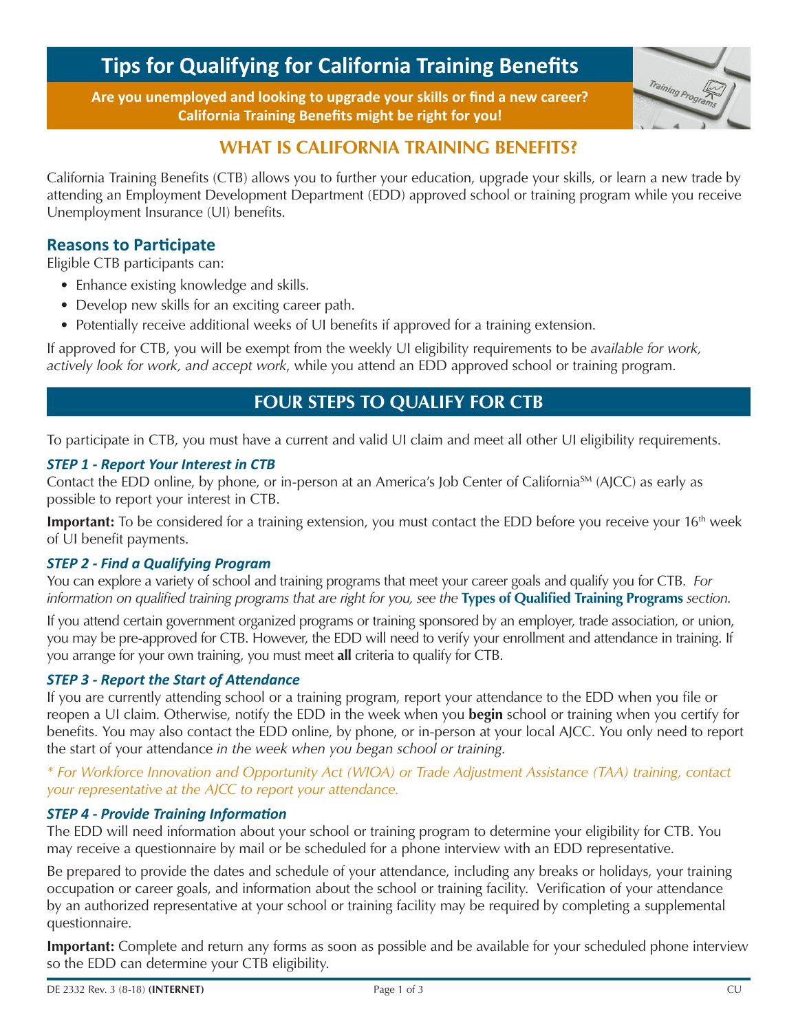# Tips for Qualifying for California Training Benefits

**Are you unemployed and looking to upgrade your skills or find a new career? California Training Benefits might be right for you!**

## WHAT IS CALIFORNIA TRAINING BENEFITS?

California Training Benefits (CTB) allows you to further your education, upgrade your skills, or learn a new trade by attending an Employment Development Department (EDD) approved school or training program while you receive Unemployment Insurance (UI) benefits.

### Reasons to Participate

Eligible CTB participants can:

- Enhance existing knowledge and skills.
- Develop new skills for an exciting career path.
- Potentially receive additional weeks of UI benefits if approved for a training extension.

If approved for CTB, you will be exempt from the weekly UI eligibility requirements to be *available for work, actively look for work, and accept work*, while you attend an EDD approved school or training program.

## FOUR STEPS TO QUALIFY FOR CTB

To participate in CTB, you must have a current and valid UI claim and meet all other UI eligibility requirements.

### *STEP 1 - Report Your Interest in CTB*

Contact the EDD online, by phone, or in-person at an America's Job Center of California℠ (AJCC) as early as possible to report your interest in CTB.

**Important:** To be considered for a training extension, you must contact the EDD before you receive your 16th week of UI benefit payments.

### *STEP 2 - Find a Qualifying Program*

You can explore a variety of school and training programs that meet your career goals and qualify you for CTB. *For information on qualified training programs that are right for you, see the* **Types of Qualified Training Programs** *section.*

If you attend certain government organized programs or training sponsored by an employer, trade association, or union, you may be pre-approved for CTB. However, the EDD will need to verify your enrollment and attendance in training. If you arrange for your own training, you must meet **all** criteria to qualify for CTB.

### *STEP 3 - Report the Start of Attendance*

If you are currently attending school or a training program, report your attendance to the EDD when you file or reopen a UI claim. Otherwise, notify the EDD in the week when you **begin** school or training when you certify for benefits. You may also contact the EDD online, by phone, or in-person at your local AJCC. You only need to report the start of your attendance *in the week when you began school or training.*

*\* For Workforce Innovation and Opportunity Act (WIOA) or Trade Adjustment Assistance (TAA) training, contact your representative at the AJCC to report your attendance.*

### *STEP 4 - Provide Training Information*

The EDD will need information about your school or training program to determine your eligibility for CTB. You may receive a questionnaire by mail or be scheduled for a phone interview with an EDD representative.

Be prepared to provide the dates and schedule of your attendance, including any breaks or holidays, your training occupation or career goals, and information about the school or training facility. Verification of your attendance by an authorized representative at your school or training facility may be required by completing a supplemental questionnaire.

**Important:** Complete and return any forms as soon as possible and be available for your scheduled phone interview so the EDD can determine your CTB eligibility.

DE 2332 Rev. 3 (8-18) **(INTERNET)** CU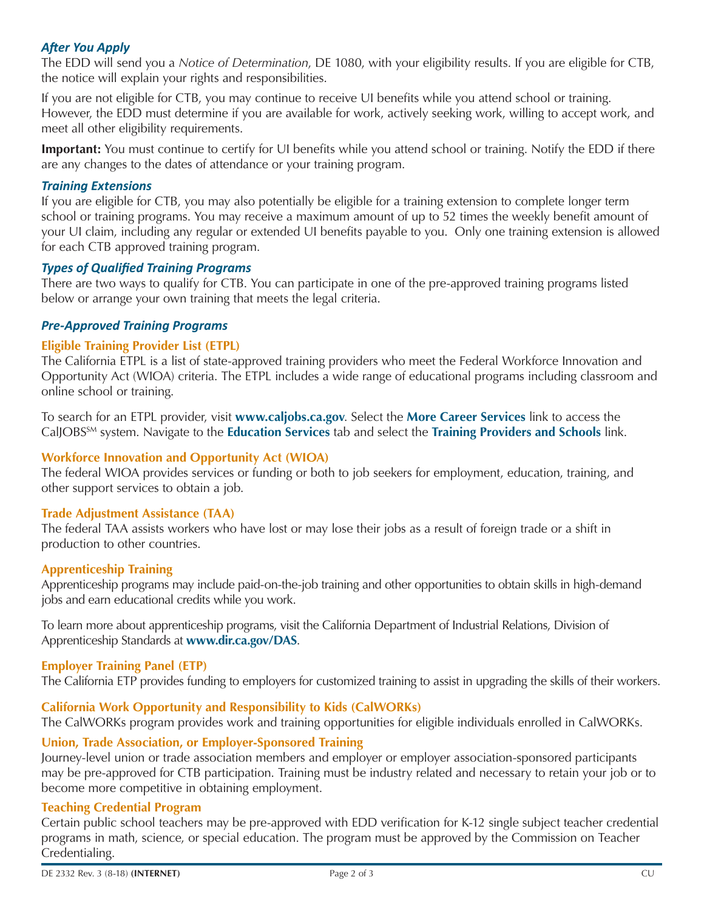### *After You Apply*

The EDD will send you a *Notice of Determination*, DE 1080, with your eligibility results. If you are eligible for CTB, the notice will explain your rights and responsibilities.

If you are not eligible for CTB, you may continue to receive UI benefits while you attend school or training. However, the EDD must determine if you are available for work, actively seeking work, willing to accept work, and meet all other eligibility requirements.

**Important:** You must continue to certify for UI benefits while you attend school or training. Notify the EDD if there are any changes to the dates of attendance or your training program.

### *Training Extensions*

If you are eligible for CTB, you may also potentially be eligible for a training extension to complete longer term school or training programs. You may receive a maximum amount of up to 52 times the weekly benefit amount of your UI claim, including any regular or extended UI benefits payable to you. Only one training extension is allowed for each CTB approved training program.

### *Types of Qualified Training Programs*

There are two ways to qualify for CTB. You can participate in one of the pre-approved training programs listed below or arrange your own training that meets the legal criteria.

### *Pre-Approved Training Programs*

#### Eligible Training Provider List (ETPL)

The California ETPL is a list of state-approved training providers who meet the Federal Workforce Innovation and Opportunity Act (WIOA) criteria. The ETPL includes a wide range of educational programs including classroom and online school or training.

To search for an ETPL provider, visit **www.caljobs.ca.gov**. Select the **More Career Services** link to access the CalJOBS[SM] system. Navigate to the **Education Services** tab and select the **Training Providers and Schools** link.

#### Workforce Innovation and Opportunity Act (WIOA)

The federal WIOA provides services or funding or both to job seekers for employment, education, training, and other support services to obtain a job.

#### Trade Adjustment Assistance (TAA)

The federal TAA assists workers who have lost or may lose their jobs as a result of foreign trade or a shift in production to other countries.

#### Apprenticeship Training

Apprenticeship programs may include paid-on-the-job training and other opportunities to obtain skills in high-demand jobs and earn educational credits while you work.

To learn more about apprenticeship programs, visit the California Department of Industrial Relations, Division of Apprenticeship Standards at **www.dir.ca.gov/DAS**.

#### Employer Training Panel (ETP)

The California ETP provides funding to employers for customized training to assist in upgrading the skills of their workers.

#### California Work Opportunity and Responsibility to Kids (CalWORKs)

The CalWORKs program provides work and training opportunities for eligible individuals enrolled in CalWORKs.

#### Union, Trade Association, or Employer-Sponsored Training

Journey-level union or trade association members and employer or employer association-sponsored participants may be pre-approved for CTB participation. Training must be industry related and necessary to retain your job or to become more competitive in obtaining employment.

#### Teaching Credential Program

Certain public school teachers may be pre-approved with EDD verification for K-12 single subject teacher credential programs in math, science, or special education. The program must be approved by the Commission on Teacher Credentialing.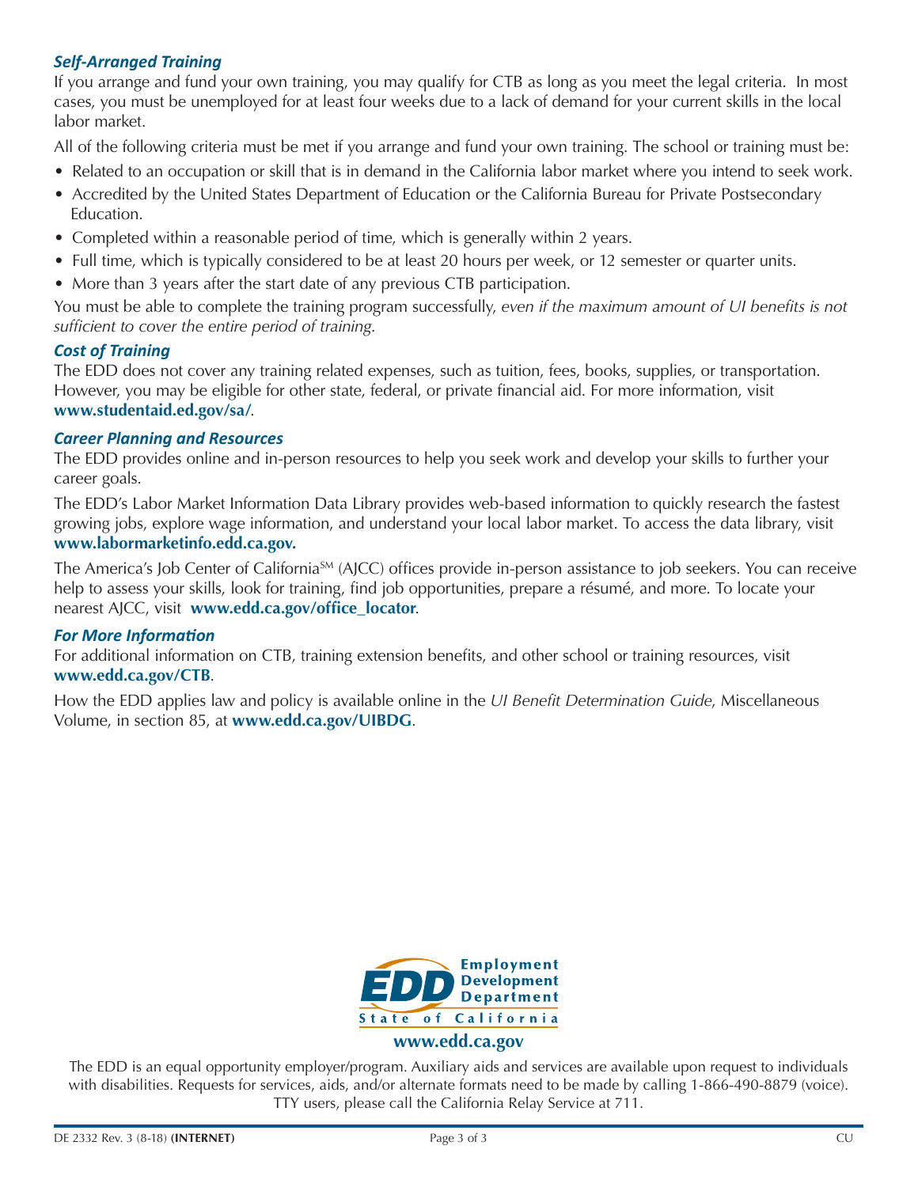### *Self-Arranged Training*

If you arrange and fund your own training, you may qualify for CTB as long as you meet the legal criteria. In most cases, you must be unemployed for at least four weeks due to a lack of demand for your current skills in the local labor market.

All of the following criteria must be met if you arrange and fund your own training. The school or training must be:

- Related to an occupation or skill that is in demand in the California labor market where you intend to seek work.
- Accredited by the United States Department of Education or the California Bureau for Private Postsecondary Education.
- Completed within a reasonable period of time, which is generally within 2 years.
- Full time, which is typically considered to be at least 20 hours per week, or 12 semester or quarter units.
- More than 3 years after the start date of any previous CTB participation.

You must be able to complete the training program successfully, *even if the maximum amount of UI benefits is not sufficient to cover the entire period of training.*

### *Cost of Training*

The EDD does not cover any training related expenses, such as tuition, fees, books, supplies, or transportation. However, you may be eligible for other state, federal, or private financial aid. For more information, visit **www.studentaid.ed.gov/sa/**.

### *Career Planning and Resources*

The EDD provides online and in-person resources to help you seek work and develop your skills to further your career goals.

The EDD's Labor Market Information Data Library provides web-based information to quickly research the fastest growing jobs, explore wage information, and understand your local labor market. To access the data library, visit **www.labormarketinfo.edd.ca.gov.**

The America's Job Center of California℠ (AJCC) offices provide in-person assistance to job seekers. You can receive help to assess your skills, look for training, find job opportunities, prepare a résumé, and more. To locate your nearest AJCC, visit **www.edd.ca.gov/office_locator**.

### *For More Information*

For additional information on CTB, training extension benefits, and other school or training resources, visit **www.edd.ca.gov/CTB**.

How the EDD applies law and policy is available online in the *UI Benefit Determination Guide*, Miscellaneous Volume, in section 85, at **www.edd.ca.gov/UIBDG**.

EDD Employment Development Department
State of California

**www.edd.ca.gov**

The EDD is an equal opportunity employer/program. Auxiliary aids and services are available upon request to individuals with disabilities. Requests for services, aids, and/or alternate formats need to be made by calling 1-866-490-8879 (voice). TTY users, please call the California Relay Service at 711.

DE 2332 Rev. 3 (8-18) **(INTERNET)** CU